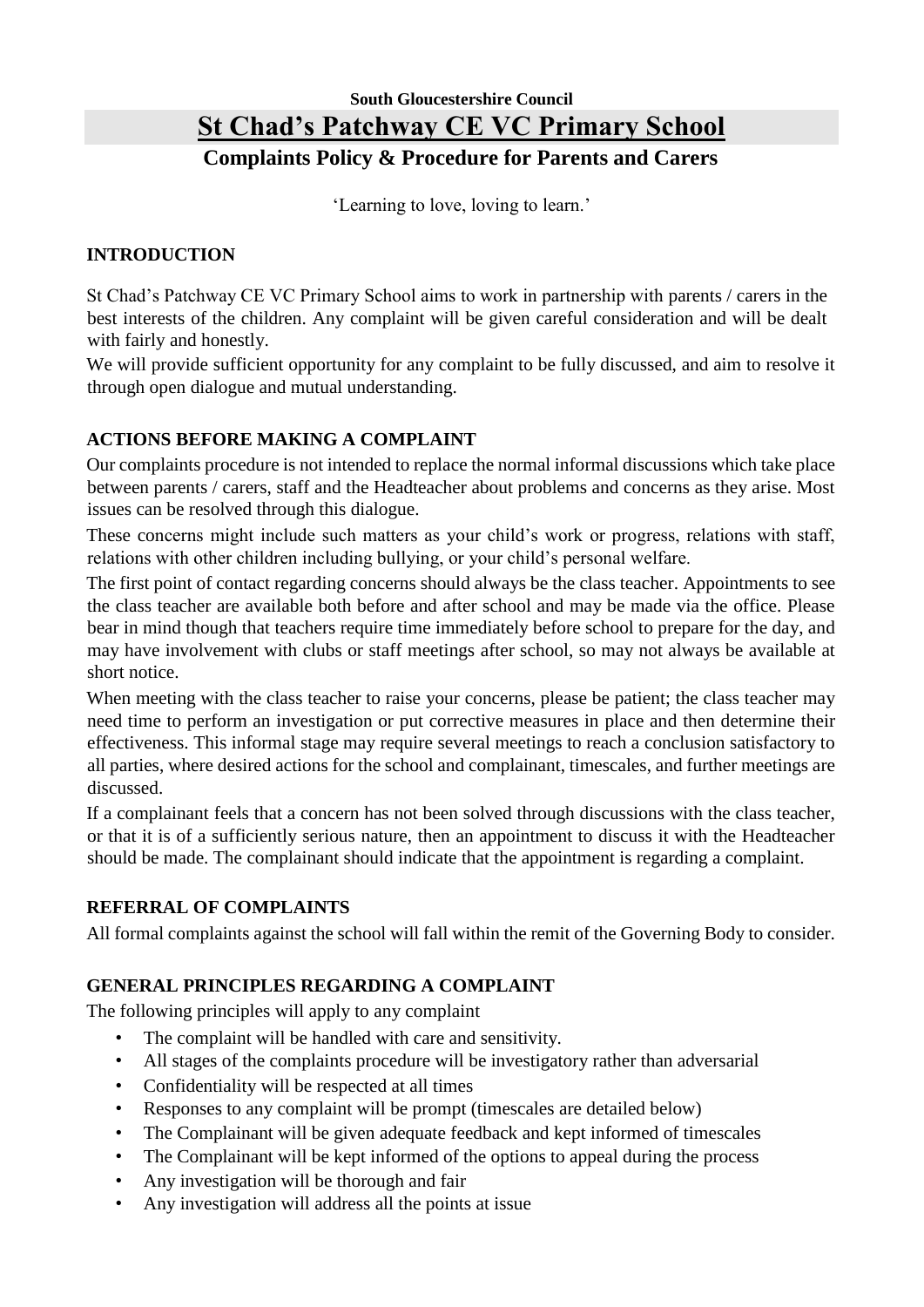**South Gloucestershire Council**

# St Chad's Patchway CE VC Primary School

## Complaints Policy & Procedure for Parents and Carers

'Learning to love, loving to learn.'

### INTRODUCTION

St Chad's Patchway CE VC Primary School aims to work in partnership with parents / carers in the best interests of the children. Any complaint will be given careful consideration and will be dealt with fairly and honestly.

We will provide sufficient opportunity for any complaint to be fully discussed, and aim to resolve it through open dialogue and mutual understanding.

### ACTIONS BEFORE MAKING A COMPLAINT

Our complaints procedure is not intended to replace the normal informal discussions which take place between parents / carers, staff and the Headteacher about problems and concerns as they arise. Most issues can be resolved through this dialogue.

These concerns might include such matters as your child's work or progress, relations with staff, relations with other children including bullying, or your child's personal welfare.

The first point of contact regarding concerns should always be the class teacher. Appointments to see the class teacher are available both before and after school and may be made via the office. Please bear in mind though that teachers require time immediately before school to prepare for the day, and may have involvement with clubs or staff meetings after school, so may not always be available at short notice.

When meeting with the class teacher to raise your concerns, please be patient; the class teacher may need time to perform an investigation or put corrective measures in place and then determine their effectiveness. This informal stage may require several meetings to reach a conclusion satisfactory to all parties, where desired actions for the school and complainant, timescales, and further meetings are discussed.

If a complainant feels that a concern has not been solved through discussions with the class teacher, or that it is of a sufficiently serious nature, then an appointment to discuss it with the Headteacher should be made. The complainant should indicate that the appointment is regarding a complaint.

### REFERRAL OF COMPLAINTS

All formal complaints against the school will fall within the remit of the Governing Body to consider.

### GENERAL PRINCIPLES REGARDING A COMPLAINT

The following principles will apply to any complaint

- The complaint will be handled with care and sensitivity.
- All stages of the complaints procedure will be investigatory rather than adversarial
- Confidentiality will be respected at all times
- Responses to any complaint will be prompt (timescales are detailed below)
- The Complainant will be given adequate feedback and kept informed of timescales
- The Complainant will be kept informed of the options to appeal during the process
- Any investigation will be thorough and fair
- Any investigation will address all the points at issue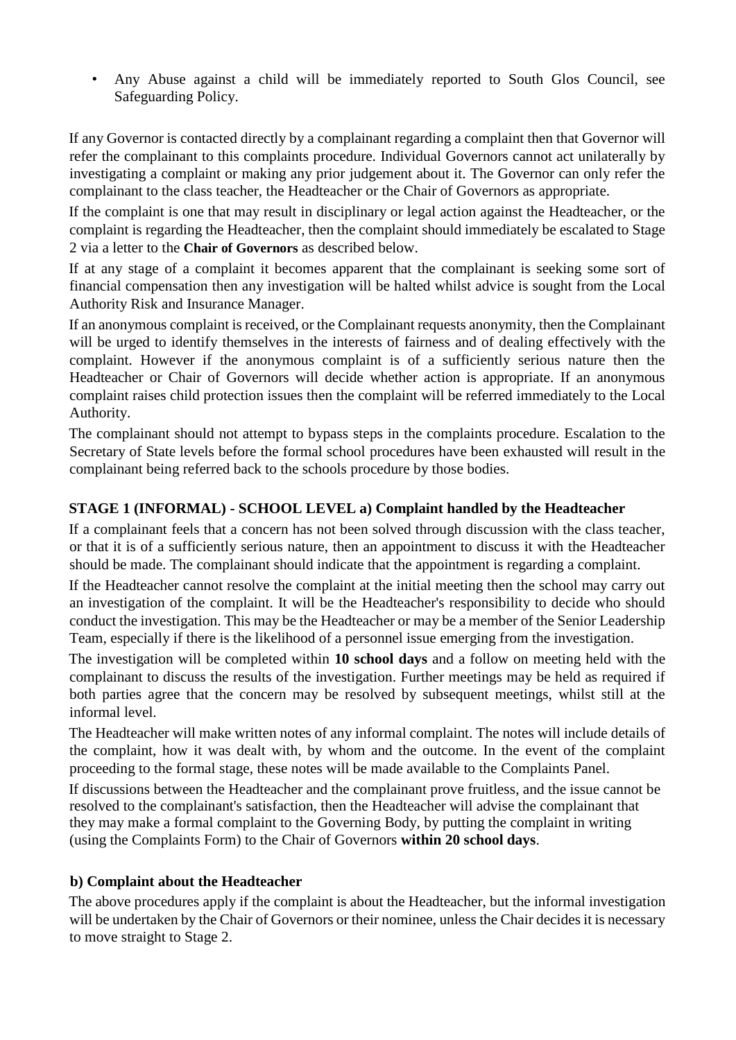- Any Abuse against a child will be immediately reported to South Glos Council, see Safeguarding Policy.

If any Governor is contacted directly by a complainant regarding a complaint then that Governor will refer the complainant to this complaints procedure. Individual Governors cannot act unilaterally by investigating a complaint or making any prior judgement about it. The Governor can only refer the complainant to the class teacher, the Headteacher or the Chair of Governors as appropriate.

If the complaint is one that may result in disciplinary or legal action against the Headteacher, or the complaint is regarding the Headteacher, then the complaint should immediately be escalated to Stage 2 via a letter to the **Chair of Governors** as described below.

If at any stage of a complaint it becomes apparent that the complainant is seeking some sort of financial compensation then any investigation will be halted whilst advice is sought from the Local Authority Risk and Insurance Manager.

If an anonymous complaint is received, or the Complainant requests anonymity, then the Complainant will be urged to identify themselves in the interests of fairness and of dealing effectively with the complaint. However if the anonymous complaint is of a sufficiently serious nature then the Headteacher or Chair of Governors will decide whether action is appropriate. If an anonymous complaint raises child protection issues then the complaint will be referred immediately to the Local Authority.

The complainant should not attempt to bypass steps in the complaints procedure. Escalation to the Secretary of State levels before the formal school procedures have been exhausted will result in the complainant being referred back to the schools procedure by those bodies.

## STAGE 1 (INFORMAL) - SCHOOL LEVEL a) Complaint handled by the Headteacher

If a complainant feels that a concern has not been solved through discussion with the class teacher, or that it is of a sufficiently serious nature, then an appointment to discuss it with the Headteacher should be made. The complainant should indicate that the appointment is regarding a complaint.

If the Headteacher cannot resolve the complaint at the initial meeting then the school may carry out an investigation of the complaint. It will be the Headteacher's responsibility to decide who should conduct the investigation. This may be the Headteacher or may be a member of the Senior Leadership Team, especially if there is the likelihood of a personnel issue emerging from the investigation.

The investigation will be completed within **10 school days** and a follow on meeting held with the complainant to discuss the results of the investigation. Further meetings may be held as required if both parties agree that the concern may be resolved by subsequent meetings, whilst still at the informal level.

The Headteacher will make written notes of any informal complaint. The notes will include details of the complaint, how it was dealt with, by whom and the outcome. In the event of the complaint proceeding to the formal stage, these notes will be made available to the Complaints Panel.

If discussions between the Headteacher and the complainant prove fruitless, and the issue cannot be resolved to the complainant's satisfaction, then the Headteacher will advise the complainant that they may make a formal complaint to the Governing Body, by putting the complaint in writing (using the Complaints Form) to the Chair of Governors **within 20 school days**.

### b) Complaint about the Headteacher

The above procedures apply if the complaint is about the Headteacher, but the informal investigation will be undertaken by the Chair of Governors or their nominee, unless the Chair decides it is necessary to move straight to Stage 2.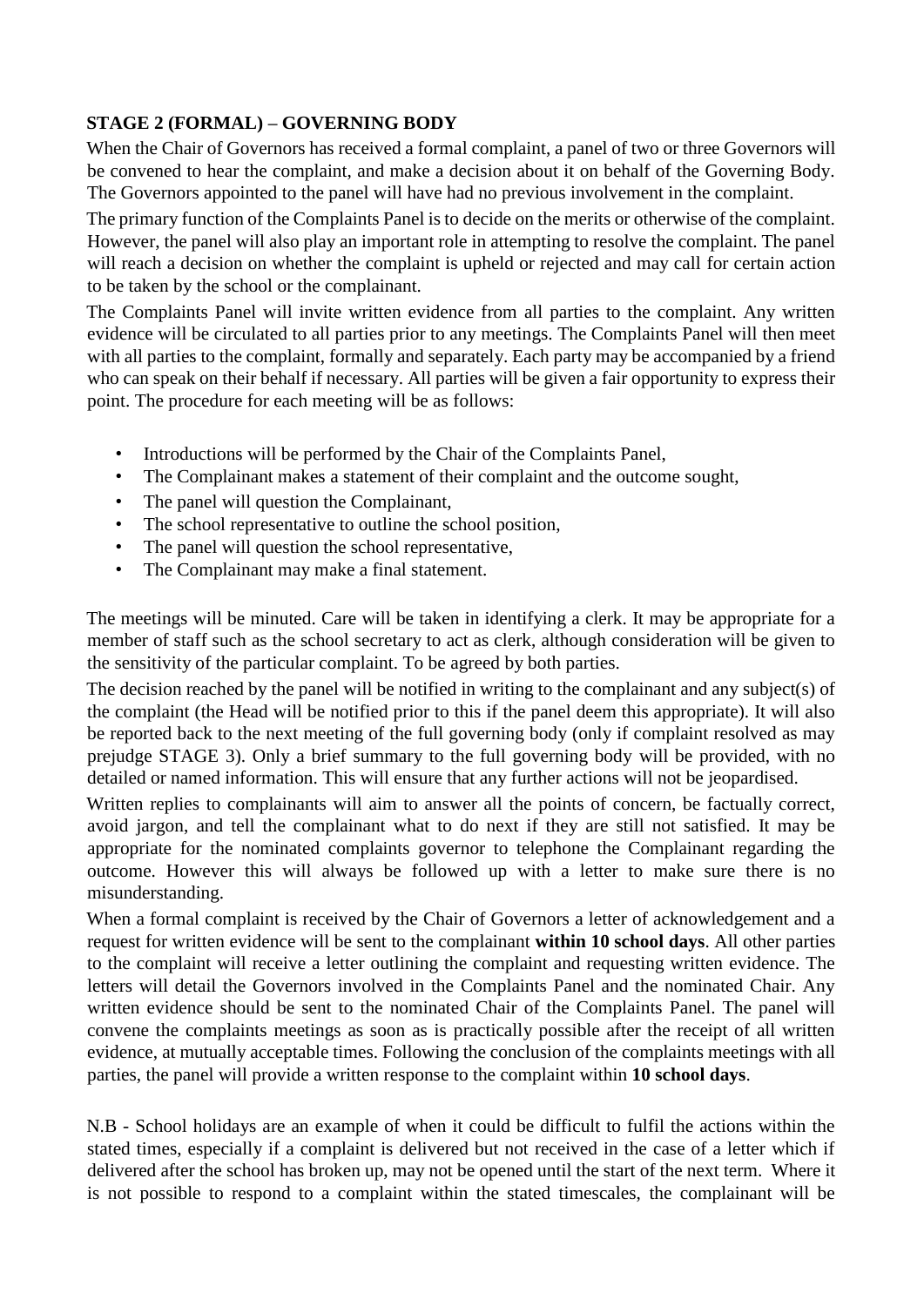**STAGE 2 (FORMAL) – GOVERNING BODY**

When the Chair of Governors has received a formal complaint, a panel of two or three Governors will be convened to hear the complaint, and make a decision about it on behalf of the Governing Body. The Governors appointed to the panel will have had no previous involvement in the complaint.

The primary function of the Complaints Panel is to decide on the merits or otherwise of the complaint. However, the panel will also play an important role in attempting to resolve the complaint. The panel will reach a decision on whether the complaint is upheld or rejected and may call for certain action to be taken by the school or the complainant.

The Complaints Panel will invite written evidence from all parties to the complaint. Any written evidence will be circulated to all parties prior to any meetings. The Complaints Panel will then meet with all parties to the complaint, formally and separately. Each party may be accompanied by a friend who can speak on their behalf if necessary. All parties will be given a fair opportunity to express their point. The procedure for each meeting will be as follows:

- Introductions will be performed by the Chair of the Complaints Panel,
- The Complainant makes a statement of their complaint and the outcome sought,
- The panel will question the Complainant,
- The school representative to outline the school position,
- The panel will question the school representative,
- The Complainant may make a final statement.

The meetings will be minuted. Care will be taken in identifying a clerk. It may be appropriate for a member of staff such as the school secretary to act as clerk, although consideration will be given to the sensitivity of the particular complaint. To be agreed by both parties.

The decision reached by the panel will be notified in writing to the complainant and any subject(s) of the complaint (the Head will be notified prior to this if the panel deem this appropriate). It will also be reported back to the next meeting of the full governing body (only if complaint resolved as may prejudge STAGE 3). Only a brief summary to the full governing body will be provided, with no detailed or named information. This will ensure that any further actions will not be jeopardised.

Written replies to complainants will aim to answer all the points of concern, be factually correct, avoid jargon, and tell the complainant what to do next if they are still not satisfied. It may be appropriate for the nominated complaints governor to telephone the Complainant regarding the outcome. However this will always be followed up with a letter to make sure there is no misunderstanding.

When a formal complaint is received by the Chair of Governors a letter of acknowledgement and a request for written evidence will be sent to the complainant **within 10 school days**. All other parties to the complaint will receive a letter outlining the complaint and requesting written evidence. The letters will detail the Governors involved in the Complaints Panel and the nominated Chair. Any written evidence should be sent to the nominated Chair of the Complaints Panel. The panel will convene the complaints meetings as soon as is practically possible after the receipt of all written evidence, at mutually acceptable times. Following the conclusion of the complaints meetings with all parties, the panel will provide a written response to the complaint within **10 school days**.

N.B - School holidays are an example of when it could be difficult to fulfil the actions within the stated times, especially if a complaint is delivered but not received in the case of a letter which if delivered after the school has broken up, may not be opened until the start of the next term. Where it is not possible to respond to a complaint within the stated timescales, the complainant will be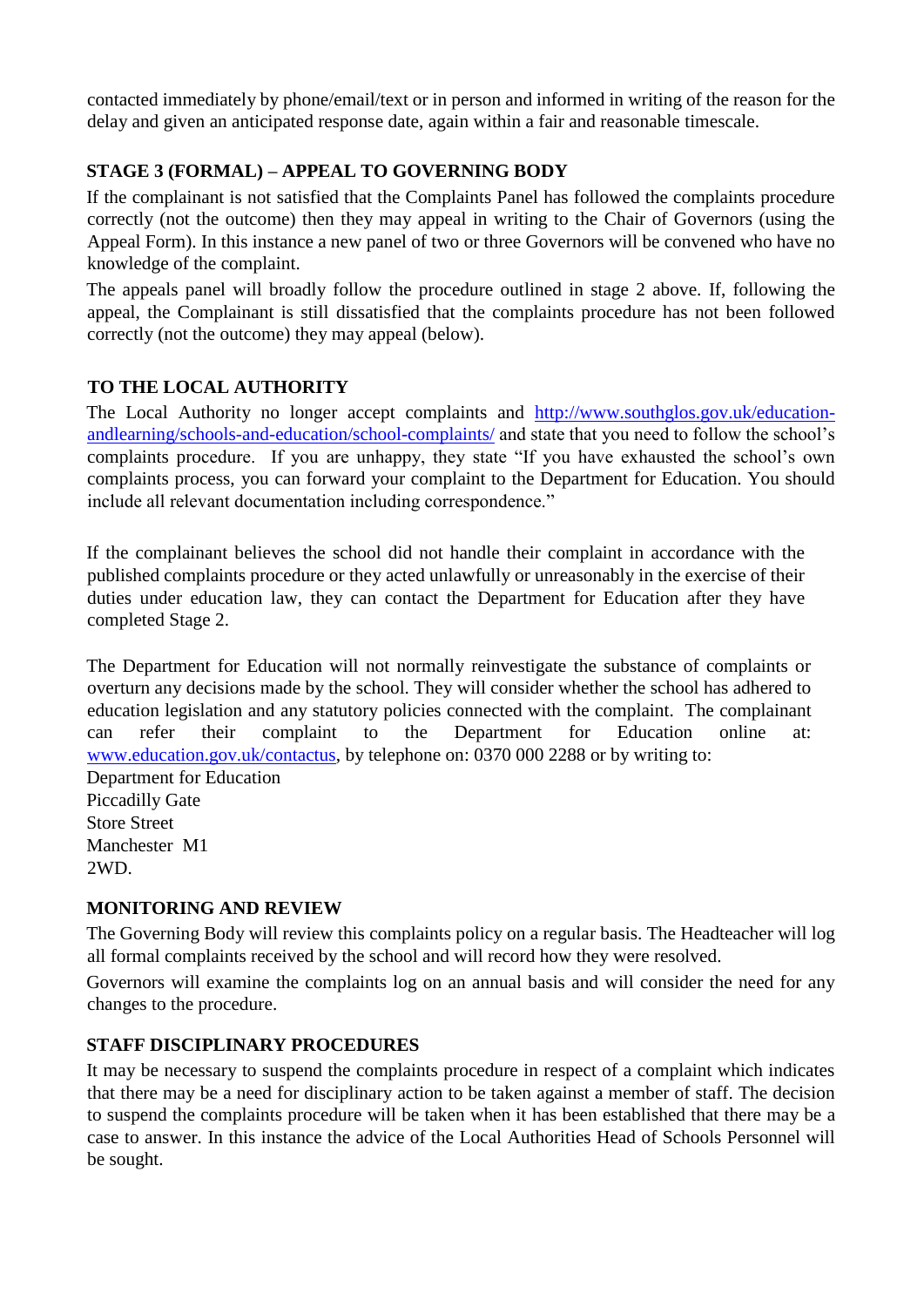contacted immediately by phone/email/text or in person and informed in writing of the reason for the delay and given an anticipated response date, again within a fair and reasonable timescale.

## STAGE 3 (FORMAL) – APPEAL TO GOVERNING BODY

If the complainant is not satisfied that the Complaints Panel has followed the complaints procedure correctly (not the outcome) then they may appeal in writing to the Chair of Governors (using the Appeal Form). In this instance a new panel of two or three Governors will be convened who have no knowledge of the complaint.

The appeals panel will broadly follow the procedure outlined in stage 2 above. If, following the appeal, the Complainant is still dissatisfied that the complaints procedure has not been followed correctly (not the outcome) they may appeal (below).

## TO THE LOCAL AUTHORITY

The Local Authority no longer accept complaints and [http://www.southglos.gov.uk/education-andlearning/schools-and-education/school-complaints/](http://www.southglos.gov.uk/education-andlearning/schools-and-education/school-complaints/) and state that you need to follow the school's complaints procedure. If you are unhappy, they state "If you have exhausted the school's own complaints process, you can forward your complaint to the Department for Education. You should include all relevant documentation including correspondence."

If the complainant believes the school did not handle their complaint in accordance with the published complaints procedure or they acted unlawfully or unreasonably in the exercise of their duties under education law, they can contact the Department for Education after they have completed Stage 2.

The Department for Education will not normally reinvestigate the substance of complaints or overturn any decisions made by the school. They will consider whether the school has adhered to education legislation and any statutory policies connected with the complaint. The complainant can refer their complaint to the Department for Education online at: [www.education.gov.uk/contactus](www.education.gov.uk/contactus), by telephone on: 0370 000 2288 or by writing to:

Department for Education
Piccadilly Gate
Store Street
Manchester M1
2WD.

## MONITORING AND REVIEW

The Governing Body will review this complaints policy on a regular basis. The Headteacher will log all formal complaints received by the school and will record how they were resolved.

Governors will examine the complaints log on an annual basis and will consider the need for any changes to the procedure.

## STAFF DISCIPLINARY PROCEDURES

It may be necessary to suspend the complaints procedure in respect of a complaint which indicates that there may be a need for disciplinary action to be taken against a member of staff. The decision to suspend the complaints procedure will be taken when it has been established that there may be a case to answer. In this instance the advice of the Local Authorities Head of Schools Personnel will be sought.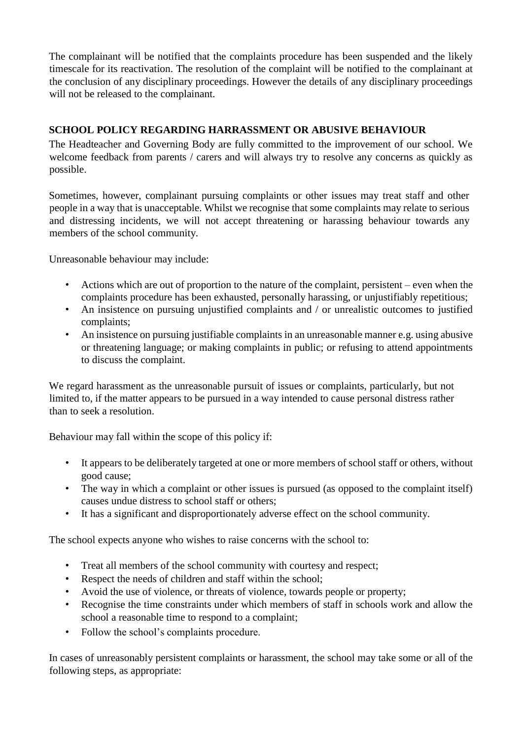The complainant will be notified that the complaints procedure has been suspended and the likely timescale for its reactivation. The resolution of the complaint will be notified to the complainant at the conclusion of any disciplinary proceedings. However the details of any disciplinary proceedings will not be released to the complainant.

**SCHOOL POLICY REGARDING HARRASSMENT OR ABUSIVE BEHAVIOUR**

The Headteacher and Governing Body are fully committed to the improvement of our school. We welcome feedback from parents / carers and will always try to resolve any concerns as quickly as possible.

Sometimes, however, complainant pursuing complaints or other issues may treat staff and other people in a way that is unacceptable. Whilst we recognise that some complaints may relate to serious and distressing incidents, we will not accept threatening or harassing behaviour towards any members of the school community.

Unreasonable behaviour may include:

- Actions which are out of proportion to the nature of the complaint, persistent – even when the complaints procedure has been exhausted, personally harassing, or unjustifiably repetitious;
- An insistence on pursuing unjustified complaints and / or unrealistic outcomes to justified complaints;
- An insistence on pursuing justifiable complaints in an unreasonable manner e.g. using abusive or threatening language; or making complaints in public; or refusing to attend appointments to discuss the complaint.

We regard harassment as the unreasonable pursuit of issues or complaints, particularly, but not limited to, if the matter appears to be pursued in a way intended to cause personal distress rather than to seek a resolution.

Behaviour may fall within the scope of this policy if:

- It appears to be deliberately targeted at one or more members of school staff or others, without good cause;
- The way in which a complaint or other issues is pursued (as opposed to the complaint itself) causes undue distress to school staff or others;
- It has a significant and disproportionately adverse effect on the school community.

The school expects anyone who wishes to raise concerns with the school to:

- Treat all members of the school community with courtesy and respect;
- Respect the needs of children and staff within the school;
- Avoid the use of violence, or threats of violence, towards people or property;
- Recognise the time constraints under which members of staff in schools work and allow the school a reasonable time to respond to a complaint;
- Follow the school's complaints procedure.

In cases of unreasonably persistent complaints or harassment, the school may take some or all of the following steps, as appropriate: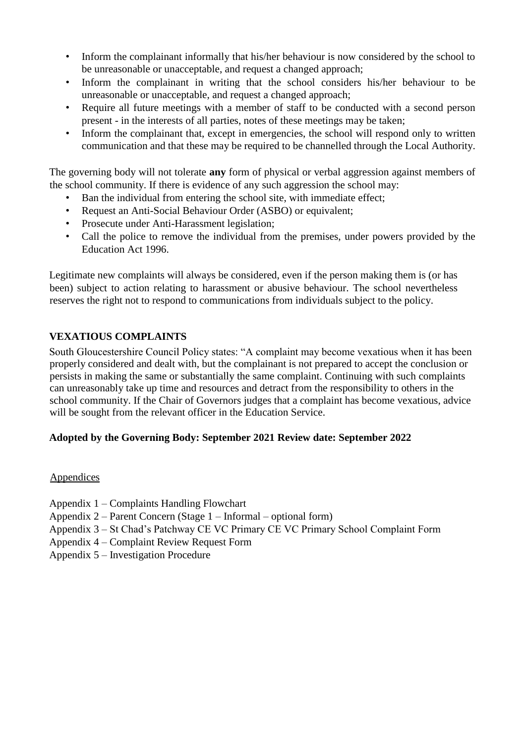- Inform the complainant informally that his/her behaviour is now considered by the school to be unreasonable or unacceptable, and request a changed approach;
- Inform the complainant in writing that the school considers his/her behaviour to be unreasonable or unacceptable, and request a changed approach;
- Require all future meetings with a member of staff to be conducted with a second person present - in the interests of all parties, notes of these meetings may be taken;
- Inform the complainant that, except in emergencies, the school will respond only to written communication and that these may be required to be channelled through the Local Authority.

The governing body will not tolerate **any** form of physical or verbal aggression against members of the school community. If there is evidence of any such aggression the school may:

- Ban the individual from entering the school site, with immediate effect;
- Request an Anti-Social Behaviour Order (ASBO) or equivalent;
- Prosecute under Anti-Harassment legislation;
- Call the police to remove the individual from the premises, under powers provided by the Education Act 1996.

Legitimate new complaints will always be considered, even if the person making them is (or has been) subject to action relating to harassment or abusive behaviour. The school nevertheless reserves the right not to respond to communications from individuals subject to the policy.

## VEXATIOUS COMPLAINTS

South Gloucestershire Council Policy states: "A complaint may become vexatious when it has been properly considered and dealt with, but the complainant is not prepared to accept the conclusion or persists in making the same or substantially the same complaint. Continuing with such complaints can unreasonably take up time and resources and detract from the responsibility to others in the school community. If the Chair of Governors judges that a complaint has become vexatious, advice will be sought from the relevant officer in the Education Service.

**Adopted by the Governing Body: September 2021 Review date: September 2022**

Appendices

Appendix 1 – Complaints Handling Flowchart
Appendix 2 – Parent Concern (Stage 1 – Informal – optional form)
Appendix 3 – St Chad's Patchway CE VC Primary CE VC Primary School Complaint Form
Appendix 4 – Complaint Review Request Form
Appendix 5 – Investigation Procedure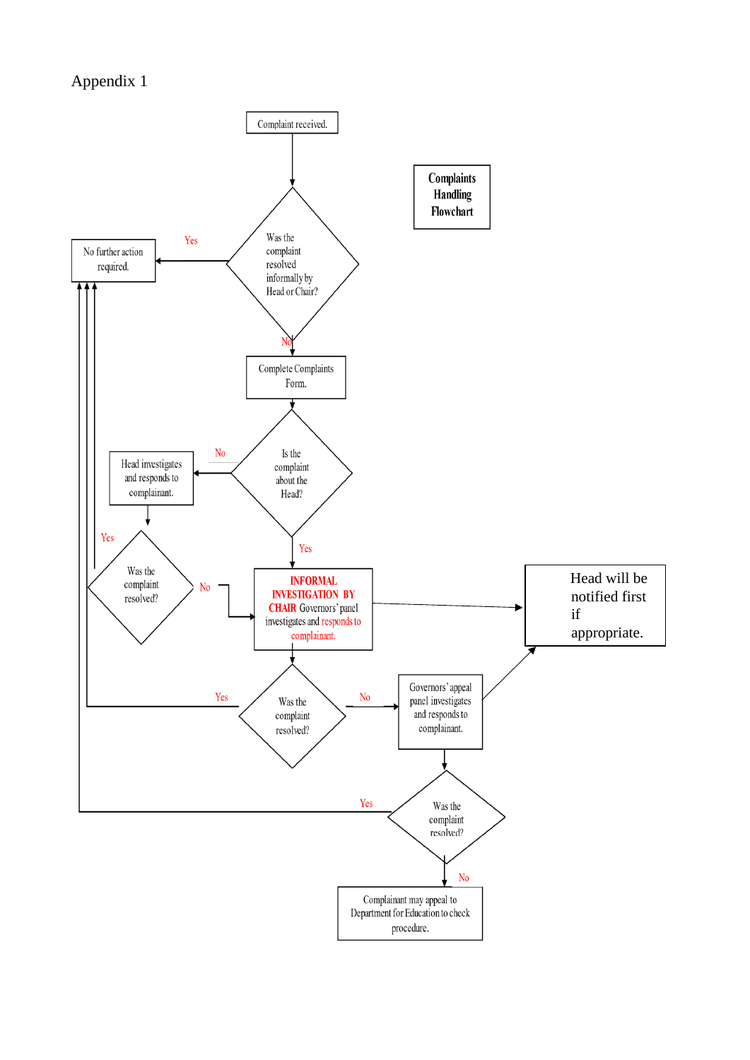Appendix 1

**Complaints Handling Flowchart**

Complaint received.

Was the complaint resolved informally by Head or Chair?

Yes → No further action required.

No → Complete Complaints Form.

Is the complaint about the Head?

No → Head investigates and responds to complainant.

Was the complaint resolved?

Yes → No further action required.

No → INFORMAL INVESTIGATION BY CHAIR Governors' panel investigates and responds to complainant.

Yes → INFORMAL INVESTIGATION BY CHAIR Governors' panel investigates and responds to complainant.

Head will be notified first if appropriate.

Was the complaint resolved?

Yes → No further action required.

No → Governors' appeal panel investigates and responds to complainant.

Was the complaint resolved?

Yes → No further action required.

No → Complainant may appeal to Department for Education to check procedure.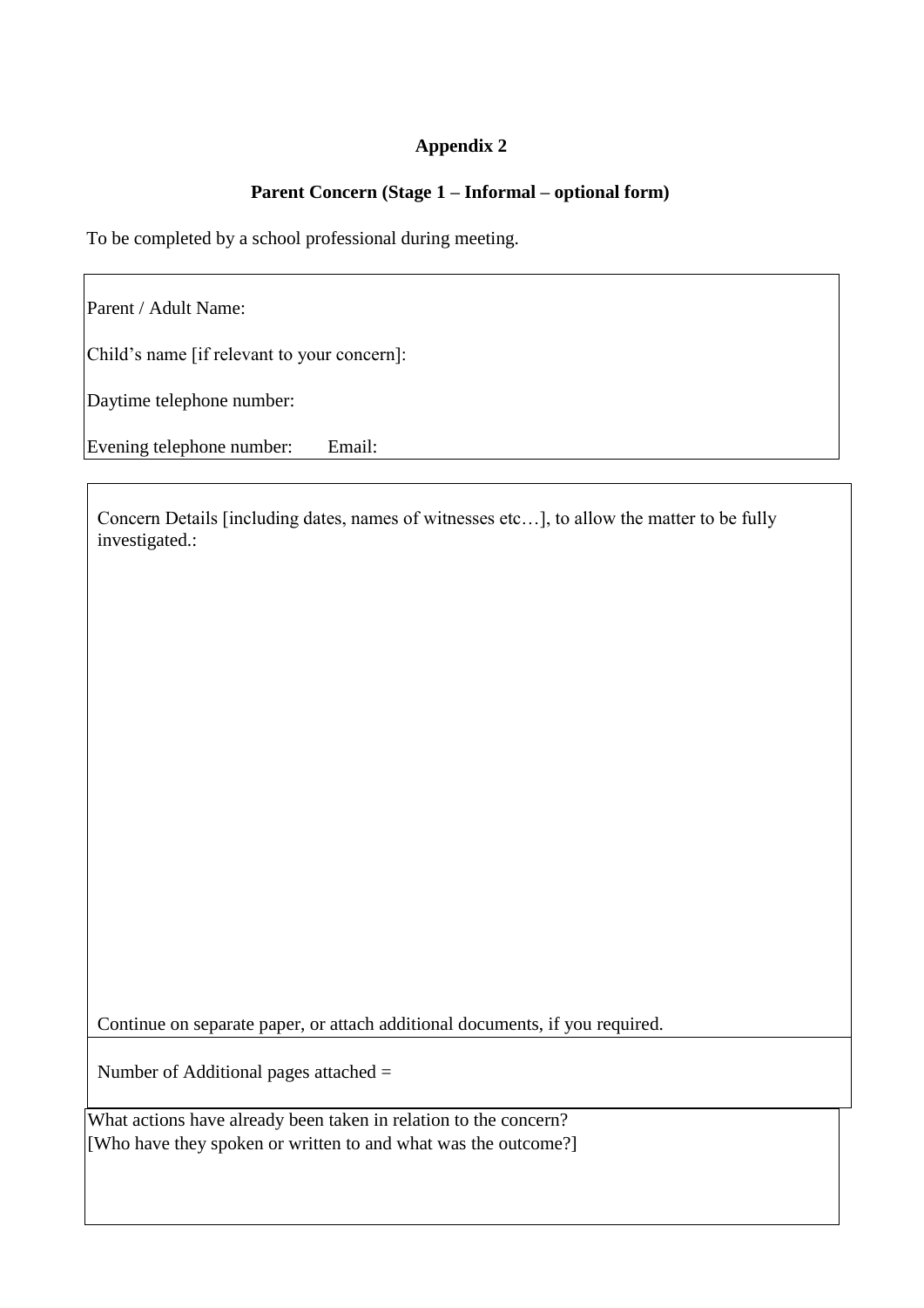## Appendix 2

### Parent Concern (Stage 1 – Informal – optional form)

To be completed by a school professional during meeting.

Parent / Adult Name:

Child's name [if relevant to your concern]:

Daytime telephone number:

Evening telephone number: Email:

Concern Details [including dates, names of witnesses etc…], to allow the matter to be fully investigated.:

Continue on separate paper, or attach additional documents, if you required.

Number of Additional pages attached =

What actions have already been taken in relation to the concern?
[Who have they spoken or written to and what was the outcome?]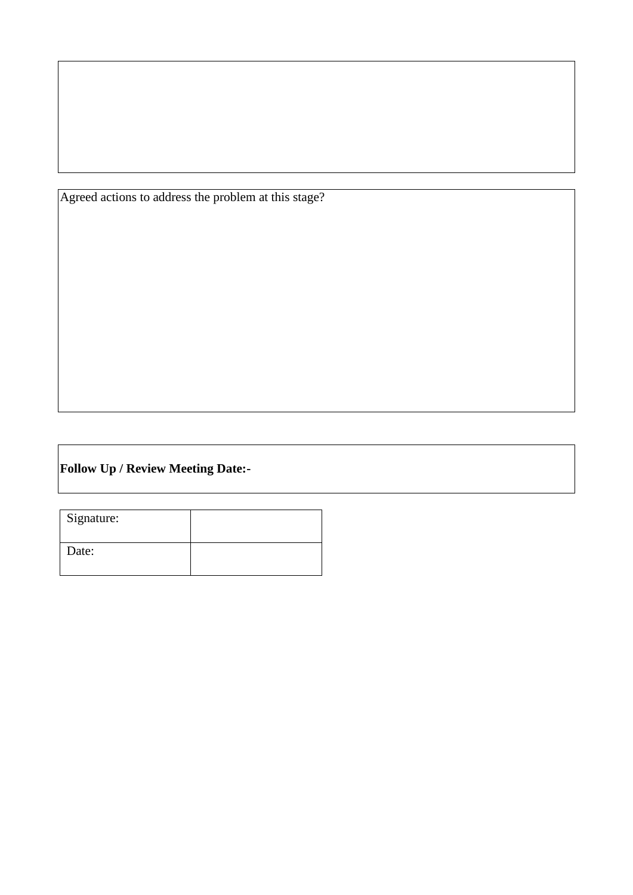Agreed actions to address the problem at this stage?

**Follow Up / Review Meeting Date:-**

| Signature: | |
| --- | --- |
| Date: | |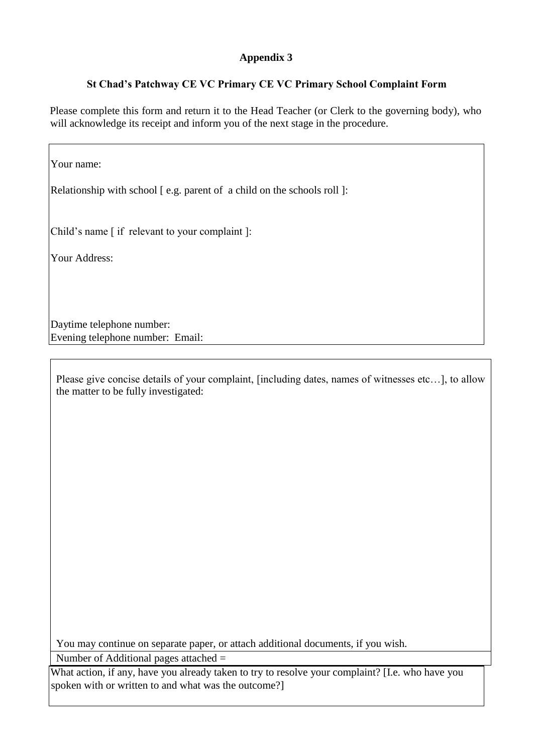## Appendix 3

### St Chad's Patchway CE VC Primary CE VC Primary School Complaint Form

Please complete this form and return it to the Head Teacher (or Clerk to the governing body), who will acknowledge its receipt and inform you of the next stage in the procedure.

Your name:

Relationship with school [ e.g. parent of a child on the schools roll ]:

Child's name [ if relevant to your complaint ]:

Your Address:

Daytime telephone number:
Evening telephone number: Email:

Please give concise details of your complaint, [including dates, names of witnesses etc…], to allow the matter to be fully investigated:

You may continue on separate paper, or attach additional documents, if you wish.

Number of Additional pages attached =

What action, if any, have you already taken to try to resolve your complaint? [I.e. who have you spoken with or written to and what was the outcome?]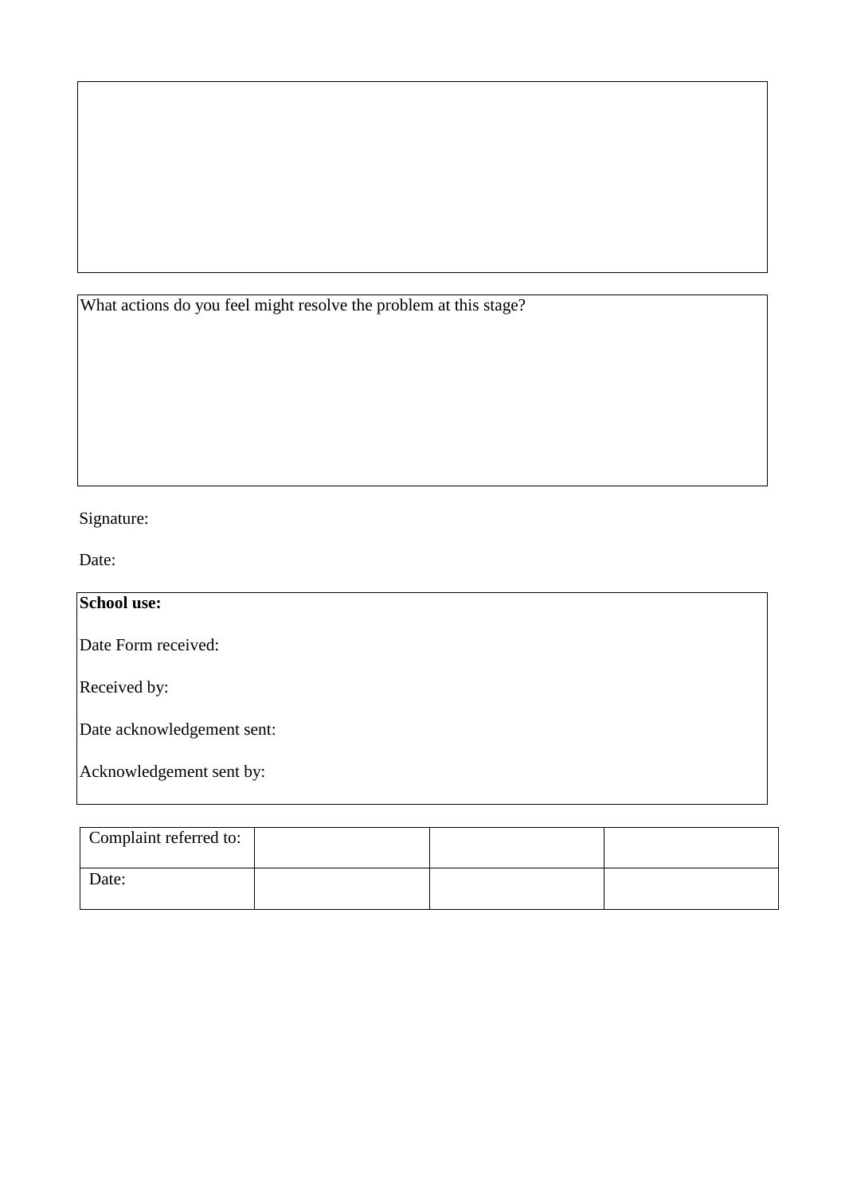What actions do you feel might resolve the problem at this stage?

Signature:

Date:

**School use:**

Date Form received:

Received by:

Date acknowledgement sent:

Acknowledgement sent by:

| Complaint referred to: | | | |
|---|---|---|---|
| Date: | | | |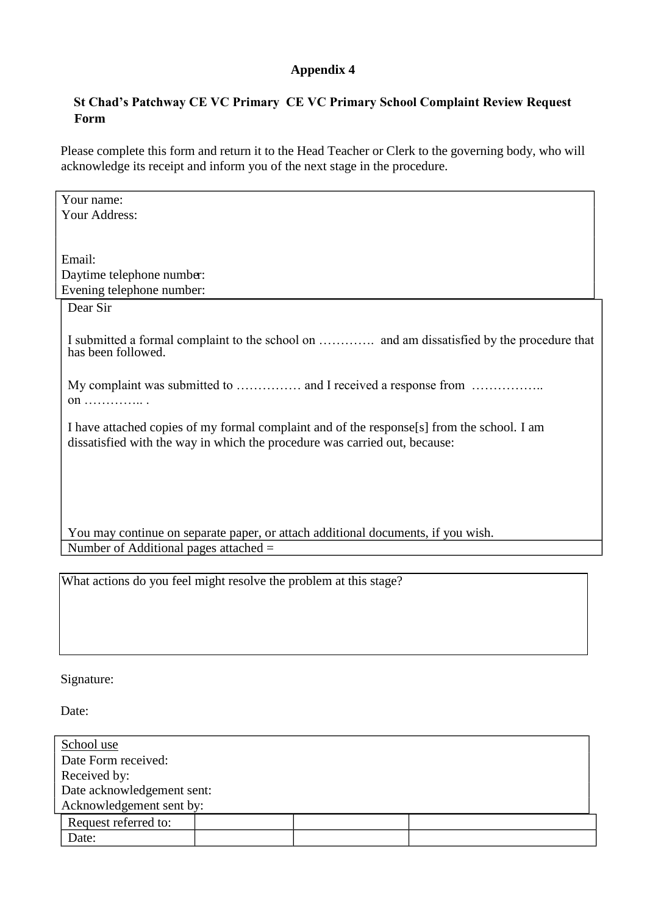**Appendix 4**

**St Chad's Patchway CE VC Primary CE VC Primary School Complaint Review Request Form**

Please complete this form and return it to the Head Teacher or Clerk to the governing body, who will acknowledge its receipt and inform you of the next stage in the procedure.

Your name:
Your Address:

Email:
Daytime telephone number:
Evening telephone number:

Dear Sir

I submitted a formal complaint to the school on …………. and am dissatisfied by the procedure that has been followed.

My complaint was submitted to …………… and I received a response from …………….. on ………….. .

I have attached copies of my formal complaint and of the response[s] from the school. I am dissatisfied with the way in which the procedure was carried out, because:

You may continue on separate paper, or attach additional documents, if you wish.

Number of Additional pages attached =

What actions do you feel might resolve the problem at this stage?

Signature:

Date:

School use
Date Form received:
Received by:
Date acknowledgement sent:
Acknowledgement sent by:

| Request referred to: | | | |
|---|---|---|---|
| Date: | | | |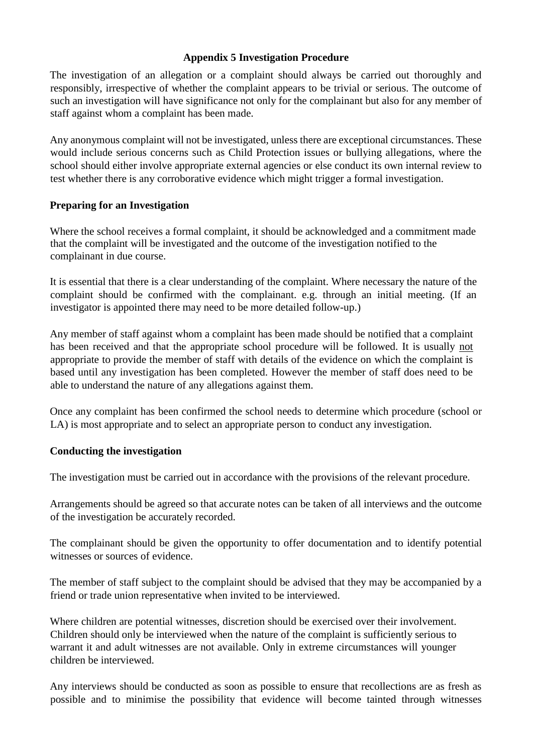## Appendix 5 Investigation Procedure

The investigation of an allegation or a complaint should always be carried out thoroughly and responsibly, irrespective of whether the complaint appears to be trivial or serious. The outcome of such an investigation will have significance not only for the complainant but also for any member of staff against whom a complaint has been made.

Any anonymous complaint will not be investigated, unless there are exceptional circumstances. These would include serious concerns such as Child Protection issues or bullying allegations, where the school should either involve appropriate external agencies or else conduct its own internal review to test whether there is any corroborative evidence which might trigger a formal investigation.

### Preparing for an Investigation

Where the school receives a formal complaint, it should be acknowledged and a commitment made that the complaint will be investigated and the outcome of the investigation notified to the complainant in due course.

It is essential that there is a clear understanding of the complaint. Where necessary the nature of the complaint should be confirmed with the complainant. e.g. through an initial meeting. (If an investigator is appointed there may need to be more detailed follow-up.)

Any member of staff against whom a complaint has been made should be notified that a complaint has been received and that the appropriate school procedure will be followed. It is usually not appropriate to provide the member of staff with details of the evidence on which the complaint is based until any investigation has been completed. However the member of staff does need to be able to understand the nature of any allegations against them.

Once any complaint has been confirmed the school needs to determine which procedure (school or LA) is most appropriate and to select an appropriate person to conduct any investigation.

### Conducting the investigation

The investigation must be carried out in accordance with the provisions of the relevant procedure.

Arrangements should be agreed so that accurate notes can be taken of all interviews and the outcome of the investigation be accurately recorded.

The complainant should be given the opportunity to offer documentation and to identify potential witnesses or sources of evidence.

The member of staff subject to the complaint should be advised that they may be accompanied by a friend or trade union representative when invited to be interviewed.

Where children are potential witnesses, discretion should be exercised over their involvement. Children should only be interviewed when the nature of the complaint is sufficiently serious to warrant it and adult witnesses are not available. Only in extreme circumstances will younger children be interviewed.

Any interviews should be conducted as soon as possible to ensure that recollections are as fresh as possible and to minimise the possibility that evidence will become tainted through witnesses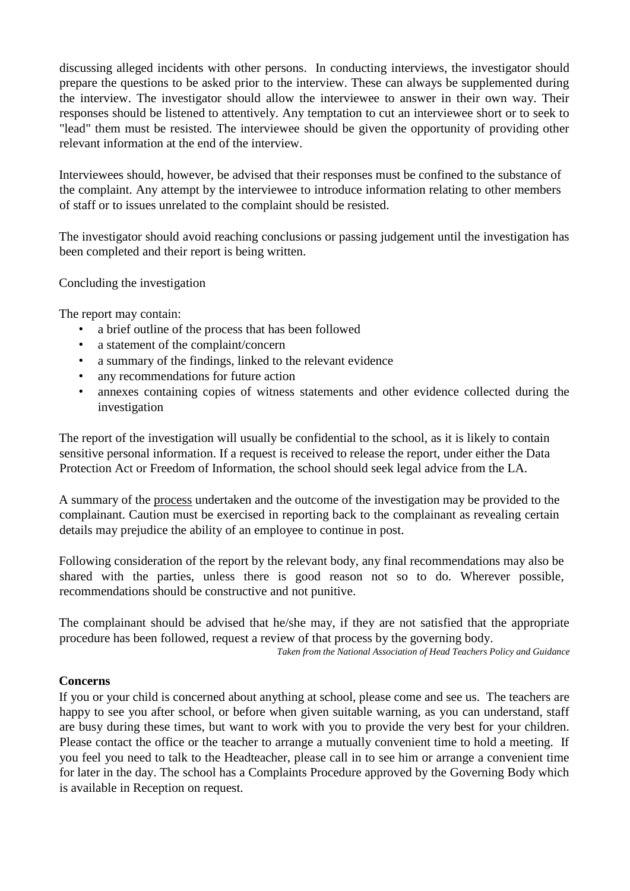discussing alleged incidents with other persons. In conducting interviews, the investigator should prepare the questions to be asked prior to the interview. These can always be supplemented during the interview. The investigator should allow the interviewee to answer in their own way. Their responses should be listened to attentively. Any temptation to cut an interviewee short or to seek to "lead" them must be resisted. The interviewee should be given the opportunity of providing other relevant information at the end of the interview.

Interviewees should, however, be advised that their responses must be confined to the substance of the complaint. Any attempt by the interviewee to introduce information relating to other members of staff or to issues unrelated to the complaint should be resisted.

The investigator should avoid reaching conclusions or passing judgement until the investigation has been completed and their report is being written.

Concluding the investigation

The report may contain:

- a brief outline of the process that has been followed
- a statement of the complaint/concern
- a summary of the findings, linked to the relevant evidence
- any recommendations for future action
- annexes containing copies of witness statements and other evidence collected during the investigation

The report of the investigation will usually be confidential to the school, as it is likely to contain sensitive personal information. If a request is received to release the report, under either the Data Protection Act or Freedom of Information, the school should seek legal advice from the LA.

A summary of the <u>process</u> undertaken and the outcome of the investigation may be provided to the complainant. Caution must be exercised in reporting back to the complainant as revealing certain details may prejudice the ability of an employee to continue in post.

Following consideration of the report by the relevant body, any final recommendations may also be shared with the parties, unless there is good reason not so to do. Wherever possible, recommendations should be constructive and not punitive.

The complainant should be advised that he/she may, if they are not satisfied that the appropriate procedure has been followed, request a review of that process by the governing body.

*Taken from the National Association of Head Teachers Policy and Guidance*

**Concerns**

If you or your child is concerned about anything at school, please come and see us. The teachers are happy to see you after school, or before when given suitable warning, as you can understand, staff are busy during these times, but want to work with you to provide the very best for your children. Please contact the office or the teacher to arrange a mutually convenient time to hold a meeting. If you feel you need to talk to the Headteacher, please call in to see him or arrange a convenient time for later in the day. The school has a Complaints Procedure approved by the Governing Body which is available in Reception on request.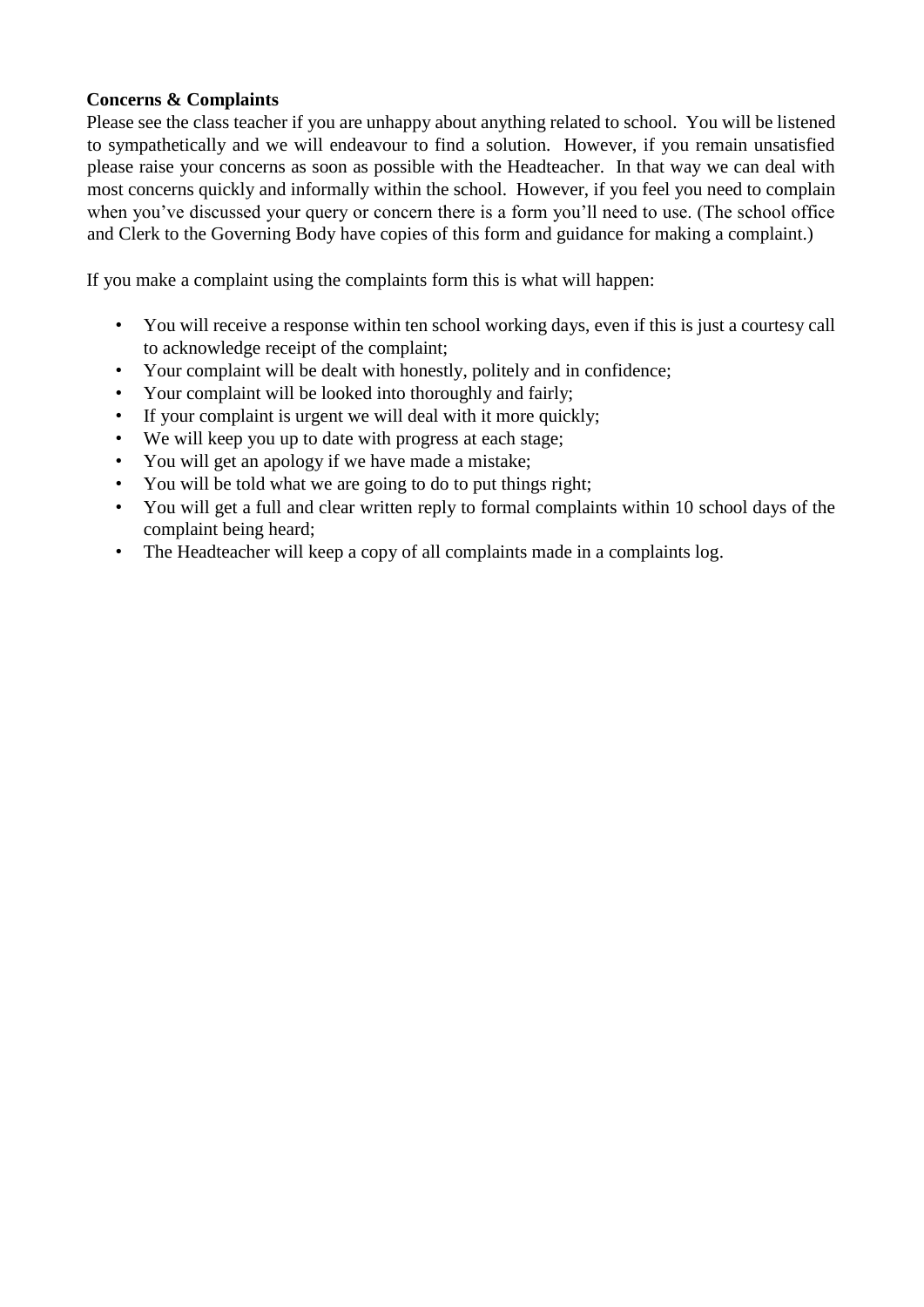**Concerns & Complaints**

Please see the class teacher if you are unhappy about anything related to school. You will be listened to sympathetically and we will endeavour to find a solution. However, if you remain unsatisfied please raise your concerns as soon as possible with the Headteacher. In that way we can deal with most concerns quickly and informally within the school. However, if you feel you need to complain when you've discussed your query or concern there is a form you'll need to use. (The school office and Clerk to the Governing Body have copies of this form and guidance for making a complaint.)

If you make a complaint using the complaints form this is what will happen:

- You will receive a response within ten school working days, even if this is just a courtesy call to acknowledge receipt of the complaint;
- Your complaint will be dealt with honestly, politely and in confidence;
- Your complaint will be looked into thoroughly and fairly;
- If your complaint is urgent we will deal with it more quickly;
- We will keep you up to date with progress at each stage;
- You will get an apology if we have made a mistake;
- You will be told what we are going to do to put things right;
- You will get a full and clear written reply to formal complaints within 10 school days of the complaint being heard;
- The Headteacher will keep a copy of all complaints made in a complaints log.